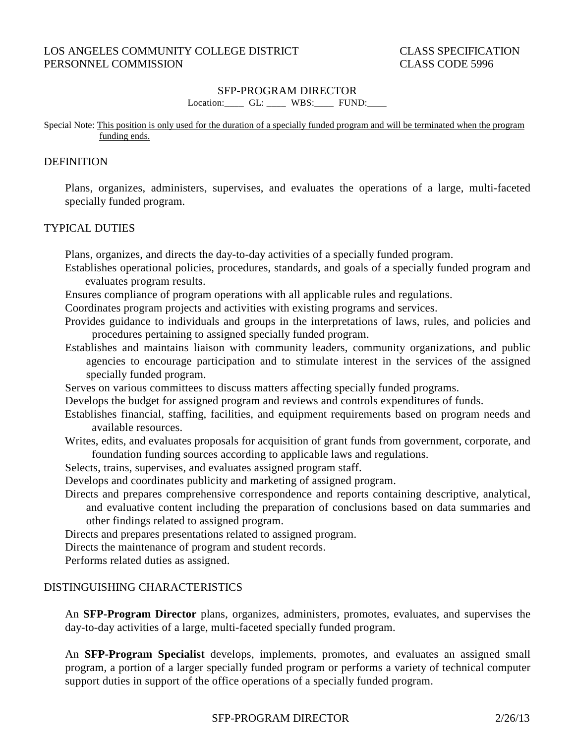LOS ANGELES COMMUNITY COLLEGE DISTRICT
PERSONNEL COMMISSION

CLASS SPECIFICATION
CLASS CODE 5996

# SFP-PROGRAM DIRECTOR

Location:____ GL: ____ WBS:____ FUND:____

Special Note: This position is only used for the duration of a specially funded program and will be terminated when the program funding ends.

## DEFINITION

Plans, organizes, administers, supervises, and evaluates the operations of a large, multi-faceted specially funded program.

## TYPICAL DUTIES

Plans, organizes, and directs the day-to-day activities of a specially funded program.

Establishes operational policies, procedures, standards, and goals of a specially funded program and evaluates program results.

Ensures compliance of program operations with all applicable rules and regulations.

Coordinates program projects and activities with existing programs and services.

Provides guidance to individuals and groups in the interpretations of laws, rules, and policies and procedures pertaining to assigned specially funded program.

Establishes and maintains liaison with community leaders, community organizations, and public agencies to encourage participation and to stimulate interest in the services of the assigned specially funded program.

Serves on various committees to discuss matters affecting specially funded programs.

Develops the budget for assigned program and reviews and controls expenditures of funds.

Establishes financial, staffing, facilities, and equipment requirements based on program needs and available resources.

Writes, edits, and evaluates proposals for acquisition of grant funds from government, corporate, and foundation funding sources according to applicable laws and regulations.

Selects, trains, supervises, and evaluates assigned program staff.

Develops and coordinates publicity and marketing of assigned program.

Directs and prepares comprehensive correspondence and reports containing descriptive, analytical, and evaluative content including the preparation of conclusions based on data summaries and other findings related to assigned program.

Directs and prepares presentations related to assigned program.

Directs the maintenance of program and student records.

Performs related duties as assigned.

## DISTINGUISHING CHARACTERISTICS

An **SFP-Program Director** plans, organizes, administers, promotes, evaluates, and supervises the day-to-day activities of a large, multi-faceted specially funded program.

An **SFP-Program Specialist** develops, implements, promotes, and evaluates an assigned small program, a portion of a larger specially funded program or performs a variety of technical computer support duties in support of the office operations of a specially funded program.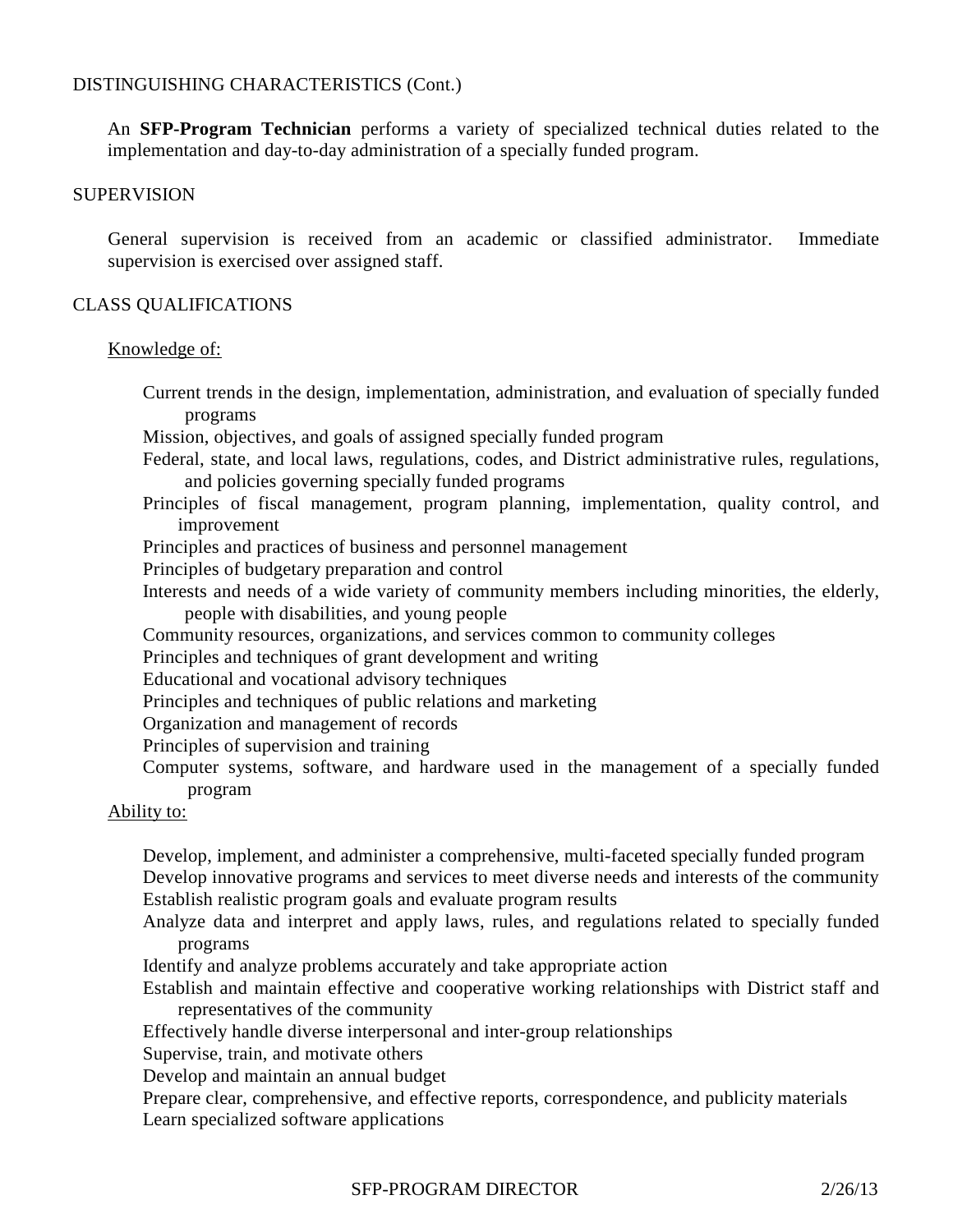DISTINGUISHING CHARACTERISTICS (Cont.)

An **SFP-Program Technician** performs a variety of specialized technical duties related to the implementation and day-to-day administration of a specially funded program.

SUPERVISION

General supervision is received from an academic or classified administrator. Immediate supervision is exercised over assigned staff.

CLASS QUALIFICATIONS

Knowledge of:

Current trends in the design, implementation, administration, and evaluation of specially funded programs

Mission, objectives, and goals of assigned specially funded program

Federal, state, and local laws, regulations, codes, and District administrative rules, regulations, and policies governing specially funded programs

Principles of fiscal management, program planning, implementation, quality control, and improvement

Principles and practices of business and personnel management

Principles of budgetary preparation and control

Interests and needs of a wide variety of community members including minorities, the elderly, people with disabilities, and young people

Community resources, organizations, and services common to community colleges

Principles and techniques of grant development and writing

Educational and vocational advisory techniques

Principles and techniques of public relations and marketing

Organization and management of records

Principles of supervision and training

Computer systems, software, and hardware used in the management of a specially funded program

Ability to:

Develop, implement, and administer a comprehensive, multi-faceted specially funded program

Develop innovative programs and services to meet diverse needs and interests of the community

Establish realistic program goals and evaluate program results

Analyze data and interpret and apply laws, rules, and regulations related to specially funded programs

Identify and analyze problems accurately and take appropriate action

Establish and maintain effective and cooperative working relationships with District staff and representatives of the community

Effectively handle diverse interpersonal and inter-group relationships

Supervise, train, and motivate others

Develop and maintain an annual budget

Prepare clear, comprehensive, and effective reports, correspondence, and publicity materials

Learn specialized software applications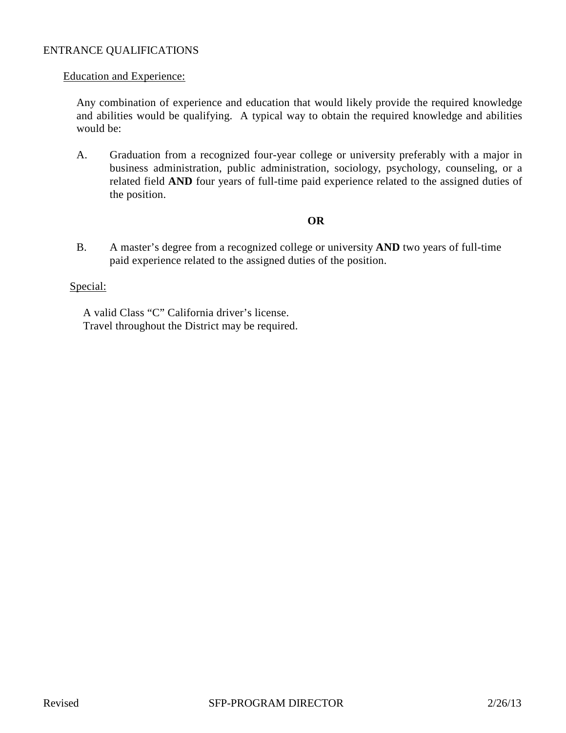ENTRANCE QUALIFICATIONS

Education and Experience:

Any combination of experience and education that would likely provide the required knowledge and abilities would be qualifying. A typical way to obtain the required knowledge and abilities would be:

A. Graduation from a recognized four-year college or university preferably with a major in business administration, public administration, sociology, psychology, counseling, or a related field **AND** four years of full-time paid experience related to the assigned duties of the position.

**OR**

B. A master's degree from a recognized college or university **AND** two years of full-time paid experience related to the assigned duties of the position.

Special:

A valid Class "C" California driver's license.
Travel throughout the District may be required.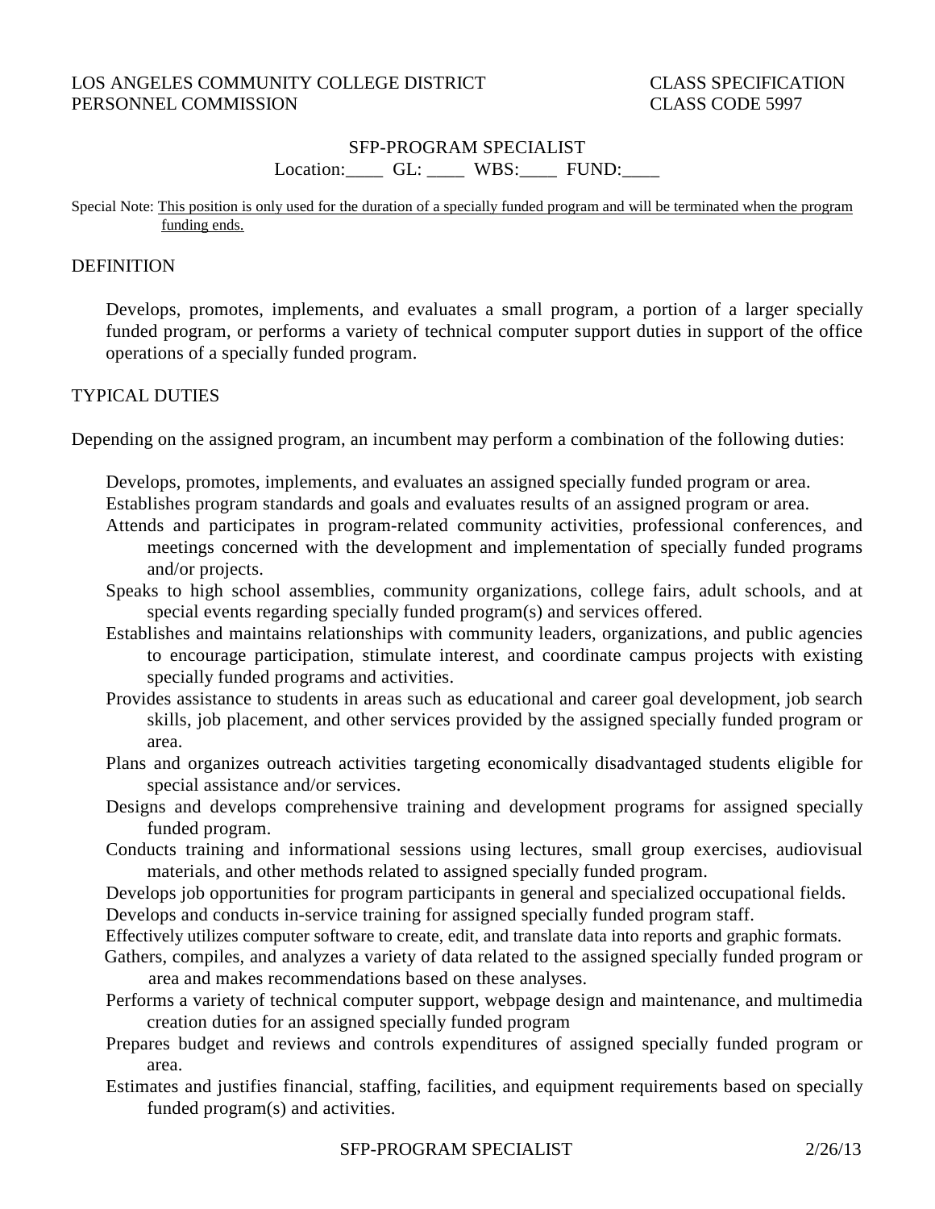LOS ANGELES COMMUNITY COLLEGE DISTRICT
PERSONNEL COMMISSION

CLASS SPECIFICATION
CLASS CODE 5997

## SFP-PROGRAM SPECIALIST

Location:____ GL: ____ WBS:____ FUND:____

Special Note: This position is only used for the duration of a specially funded program and will be terminated when the program funding ends.

## DEFINITION

Develops, promotes, implements, and evaluates a small program, a portion of a larger specially funded program, or performs a variety of technical computer support duties in support of the office operations of a specially funded program.

## TYPICAL DUTIES

Depending on the assigned program, an incumbent may perform a combination of the following duties:

Develops, promotes, implements, and evaluates an assigned specially funded program or area.

Establishes program standards and goals and evaluates results of an assigned program or area.

Attends and participates in program-related community activities, professional conferences, and meetings concerned with the development and implementation of specially funded programs and/or projects.

Speaks to high school assemblies, community organizations, college fairs, adult schools, and at special events regarding specially funded program(s) and services offered.

Establishes and maintains relationships with community leaders, organizations, and public agencies to encourage participation, stimulate interest, and coordinate campus projects with existing specially funded programs and activities.

Provides assistance to students in areas such as educational and career goal development, job search skills, job placement, and other services provided by the assigned specially funded program or area.

Plans and organizes outreach activities targeting economically disadvantaged students eligible for special assistance and/or services.

Designs and develops comprehensive training and development programs for assigned specially funded program.

Conducts training and informational sessions using lectures, small group exercises, audiovisual materials, and other methods related to assigned specially funded program.

Develops job opportunities for program participants in general and specialized occupational fields.

Develops and conducts in-service training for assigned specially funded program staff.

Effectively utilizes computer software to create, edit, and translate data into reports and graphic formats.

Gathers, compiles, and analyzes a variety of data related to the assigned specially funded program or area and makes recommendations based on these analyses.

Performs a variety of technical computer support, webpage design and maintenance, and multimedia creation duties for an assigned specially funded program

Prepares budget and reviews and controls expenditures of assigned specially funded program or area.

Estimates and justifies financial, staffing, facilities, and equipment requirements based on specially funded program(s) and activities.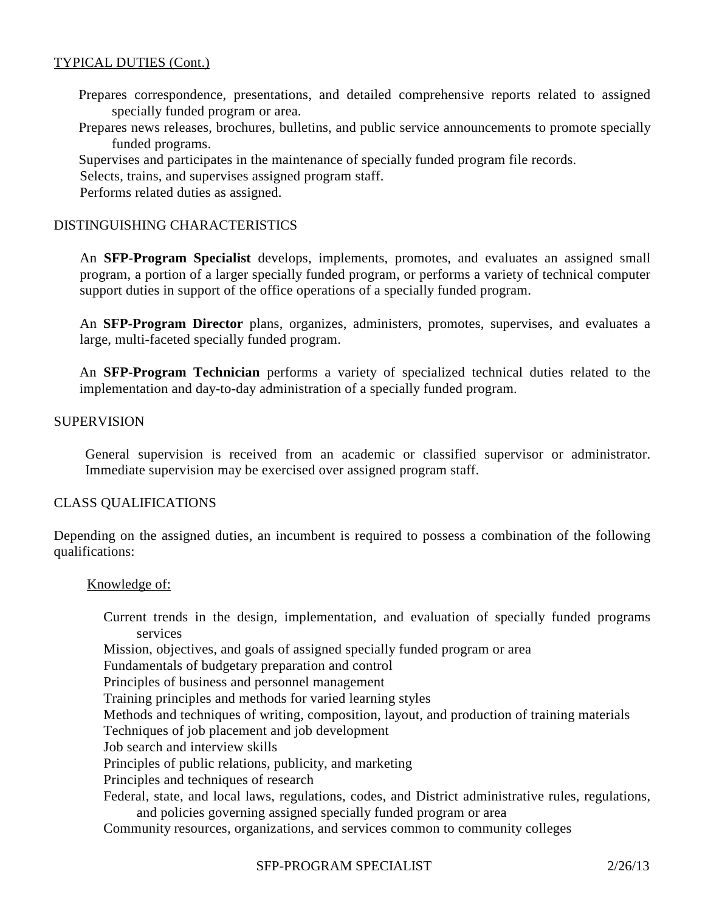TYPICAL DUTIES (Cont.)

Prepares correspondence, presentations, and detailed comprehensive reports related to assigned specially funded program or area.
Prepares news releases, brochures, bulletins, and public service announcements to promote specially funded programs.
Supervises and participates in the maintenance of specially funded program file records.
Selects, trains, and supervises assigned program staff.
Performs related duties as assigned.

DISTINGUISHING CHARACTERISTICS

An **SFP-Program Specialist** develops, implements, promotes, and evaluates an assigned small program, a portion of a larger specially funded program, or performs a variety of technical computer support duties in support of the office operations of a specially funded program.

An **SFP-Program Director** plans, organizes, administers, promotes, supervises, and evaluates a large, multi-faceted specially funded program.

An **SFP-Program Technician** performs a variety of specialized technical duties related to the implementation and day-to-day administration of a specially funded program.

SUPERVISION

General supervision is received from an academic or classified supervisor or administrator. Immediate supervision may be exercised over assigned program staff.

CLASS QUALIFICATIONS

Depending on the assigned duties, an incumbent is required to possess a combination of the following qualifications:

Knowledge of:

Current trends in the design, implementation, and evaluation of specially funded programs services
Mission, objectives, and goals of assigned specially funded program or area
Fundamentals of budgetary preparation and control
Principles of business and personnel management
Training principles and methods for varied learning styles
Methods and techniques of writing, composition, layout, and production of training materials
Techniques of job placement and job development
Job search and interview skills
Principles of public relations, publicity, and marketing
Principles and techniques of research
Federal, state, and local laws, regulations, codes, and District administrative rules, regulations, and policies governing assigned specially funded program or area
Community resources, organizations, and services common to community colleges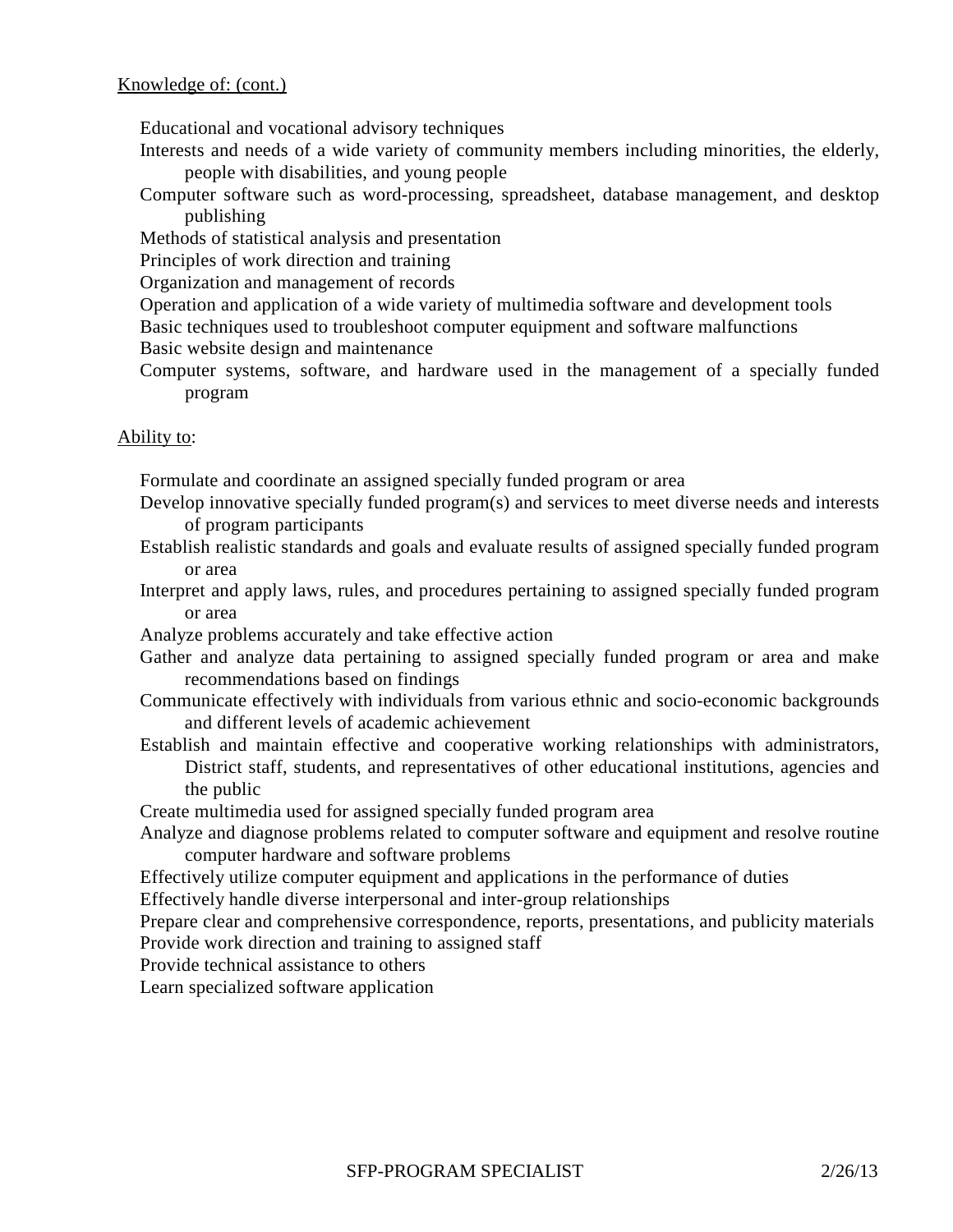Knowledge of: (cont.)

- Educational and vocational advisory techniques
- Interests and needs of a wide variety of community members including minorities, the elderly, people with disabilities, and young people
- Computer software such as word-processing, spreadsheet, database management, and desktop publishing
- Methods of statistical analysis and presentation
- Principles of work direction and training
- Organization and management of records
- Operation and application of a wide variety of multimedia software and development tools
- Basic techniques used to troubleshoot computer equipment and software malfunctions
- Basic website design and maintenance
- Computer systems, software, and hardware used in the management of a specially funded program

Ability to:

- Formulate and coordinate an assigned specially funded program or area
- Develop innovative specially funded program(s) and services to meet diverse needs and interests of program participants
- Establish realistic standards and goals and evaluate results of assigned specially funded program or area
- Interpret and apply laws, rules, and procedures pertaining to assigned specially funded program or area
- Analyze problems accurately and take effective action
- Gather and analyze data pertaining to assigned specially funded program or area and make recommendations based on findings
- Communicate effectively with individuals from various ethnic and socio-economic backgrounds and different levels of academic achievement
- Establish and maintain effective and cooperative working relationships with administrators, District staff, students, and representatives of other educational institutions, agencies and the public
- Create multimedia used for assigned specially funded program area
- Analyze and diagnose problems related to computer software and equipment and resolve routine computer hardware and software problems
- Effectively utilize computer equipment and applications in the performance of duties
- Effectively handle diverse interpersonal and inter-group relationships
- Prepare clear and comprehensive correspondence, reports, presentations, and publicity materials
- Provide work direction and training to assigned staff
- Provide technical assistance to others
- Learn specialized software application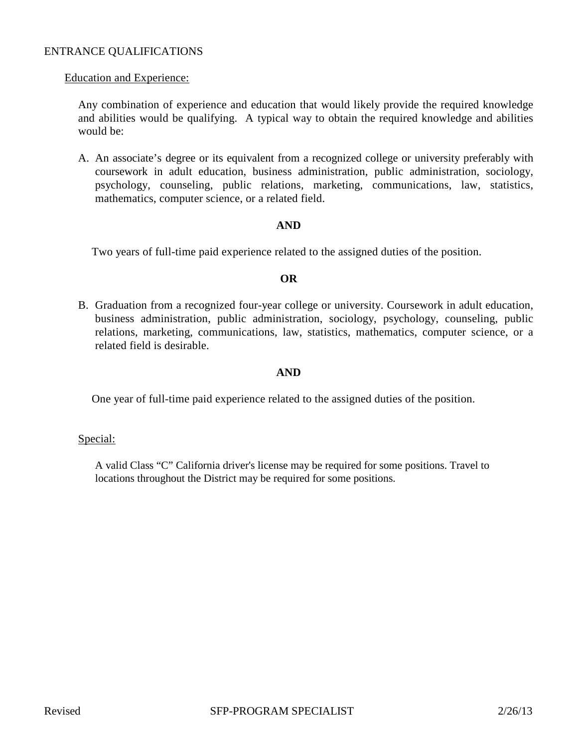## ENTRANCE QUALIFICATIONS

### Education and Experience:

Any combination of experience and education that would likely provide the required knowledge and abilities would be qualifying. A typical way to obtain the required knowledge and abilities would be:

A. An associate's degree or its equivalent from a recognized college or university preferably with coursework in adult education, business administration, public administration, sociology, psychology, counseling, public relations, marketing, communications, law, statistics, mathematics, computer science, or a related field.

**AND**

Two years of full-time paid experience related to the assigned duties of the position.

**OR**

B. Graduation from a recognized four-year college or university. Coursework in adult education, business administration, public administration, sociology, psychology, counseling, public relations, marketing, communications, law, statistics, mathematics, computer science, or a related field is desirable.

**AND**

One year of full-time paid experience related to the assigned duties of the position.

### Special:

A valid Class "C" California driver's license may be required for some positions. Travel to locations throughout the District may be required for some positions.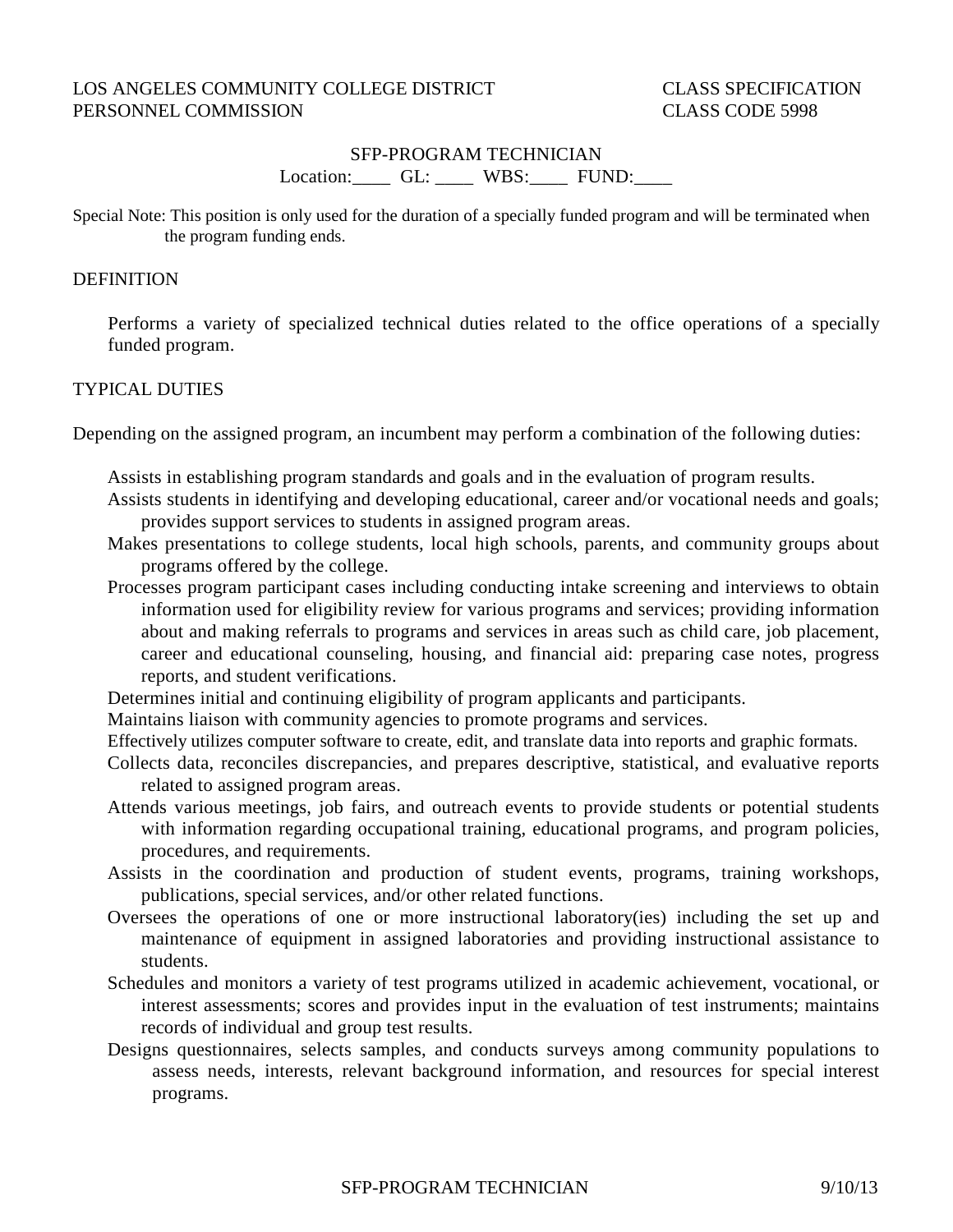LOS ANGELES COMMUNITY COLLEGE DISTRICT
PERSONNEL COMMISSION

CLASS SPECIFICATION
CLASS CODE 5998

# SFP-PROGRAM TECHNICIAN

Location:____ GL: ____ WBS:____ FUND:____

Special Note: This position is only used for the duration of a specially funded program and will be terminated when the program funding ends.

## DEFINITION

Performs a variety of specialized technical duties related to the office operations of a specially funded program.

## TYPICAL DUTIES

Depending on the assigned program, an incumbent may perform a combination of the following duties:

Assists in establishing program standards and goals and in the evaluation of program results.

Assists students in identifying and developing educational, career and/or vocational needs and goals; provides support services to students in assigned program areas.

Makes presentations to college students, local high schools, parents, and community groups about programs offered by the college.

Processes program participant cases including conducting intake screening and interviews to obtain information used for eligibility review for various programs and services; providing information about and making referrals to programs and services in areas such as child care, job placement, career and educational counseling, housing, and financial aid: preparing case notes, progress reports, and student verifications.

Determines initial and continuing eligibility of program applicants and participants.

Maintains liaison with community agencies to promote programs and services.

Effectively utilizes computer software to create, edit, and translate data into reports and graphic formats.

Collects data, reconciles discrepancies, and prepares descriptive, statistical, and evaluative reports related to assigned program areas.

Attends various meetings, job fairs, and outreach events to provide students or potential students with information regarding occupational training, educational programs, and program policies, procedures, and requirements.

Assists in the coordination and production of student events, programs, training workshops, publications, special services, and/or other related functions.

Oversees the operations of one or more instructional laboratory(ies) including the set up and maintenance of equipment in assigned laboratories and providing instructional assistance to students.

Schedules and monitors a variety of test programs utilized in academic achievement, vocational, or interest assessments; scores and provides input in the evaluation of test instruments; maintains records of individual and group test results.

Designs questionnaires, selects samples, and conducts surveys among community populations to assess needs, interests, relevant background information, and resources for special interest programs.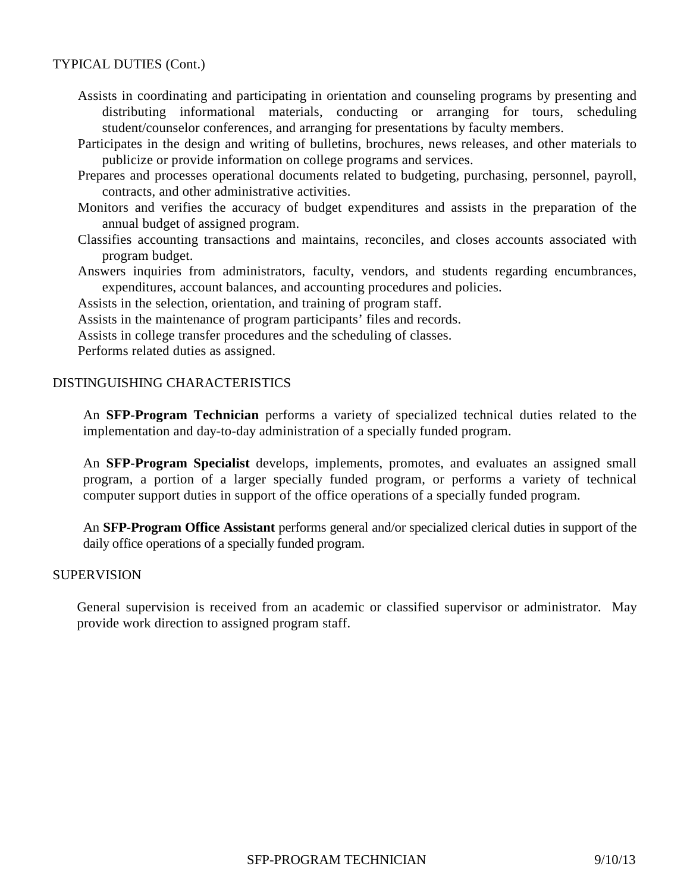## TYPICAL DUTIES (Cont.)

- Assists in coordinating and participating in orientation and counseling programs by presenting and distributing informational materials, conducting or arranging for tours, scheduling student/counselor conferences, and arranging for presentations by faculty members.
- Participates in the design and writing of bulletins, brochures, news releases, and other materials to publicize or provide information on college programs and services.
- Prepares and processes operational documents related to budgeting, purchasing, personnel, payroll, contracts, and other administrative activities.
- Monitors and verifies the accuracy of budget expenditures and assists in the preparation of the annual budget of assigned program.
- Classifies accounting transactions and maintains, reconciles, and closes accounts associated with program budget.
- Answers inquiries from administrators, faculty, vendors, and students regarding encumbrances, expenditures, account balances, and accounting procedures and policies.
- Assists in the selection, orientation, and training of program staff.
- Assists in the maintenance of program participants' files and records.
- Assists in college transfer procedures and the scheduling of classes.
- Performs related duties as assigned.

## DISTINGUISHING CHARACTERISTICS

An **SFP-Program Technician** performs a variety of specialized technical duties related to the implementation and day-to-day administration of a specially funded program.

An **SFP-Program Specialist** develops, implements, promotes, and evaluates an assigned small program, a portion of a larger specially funded program, or performs a variety of technical computer support duties in support of the office operations of a specially funded program.

An **SFP-Program Office Assistant** performs general and/or specialized clerical duties in support of the daily office operations of a specially funded program.

## SUPERVISION

General supervision is received from an academic or classified supervisor or administrator. May provide work direction to assigned program staff.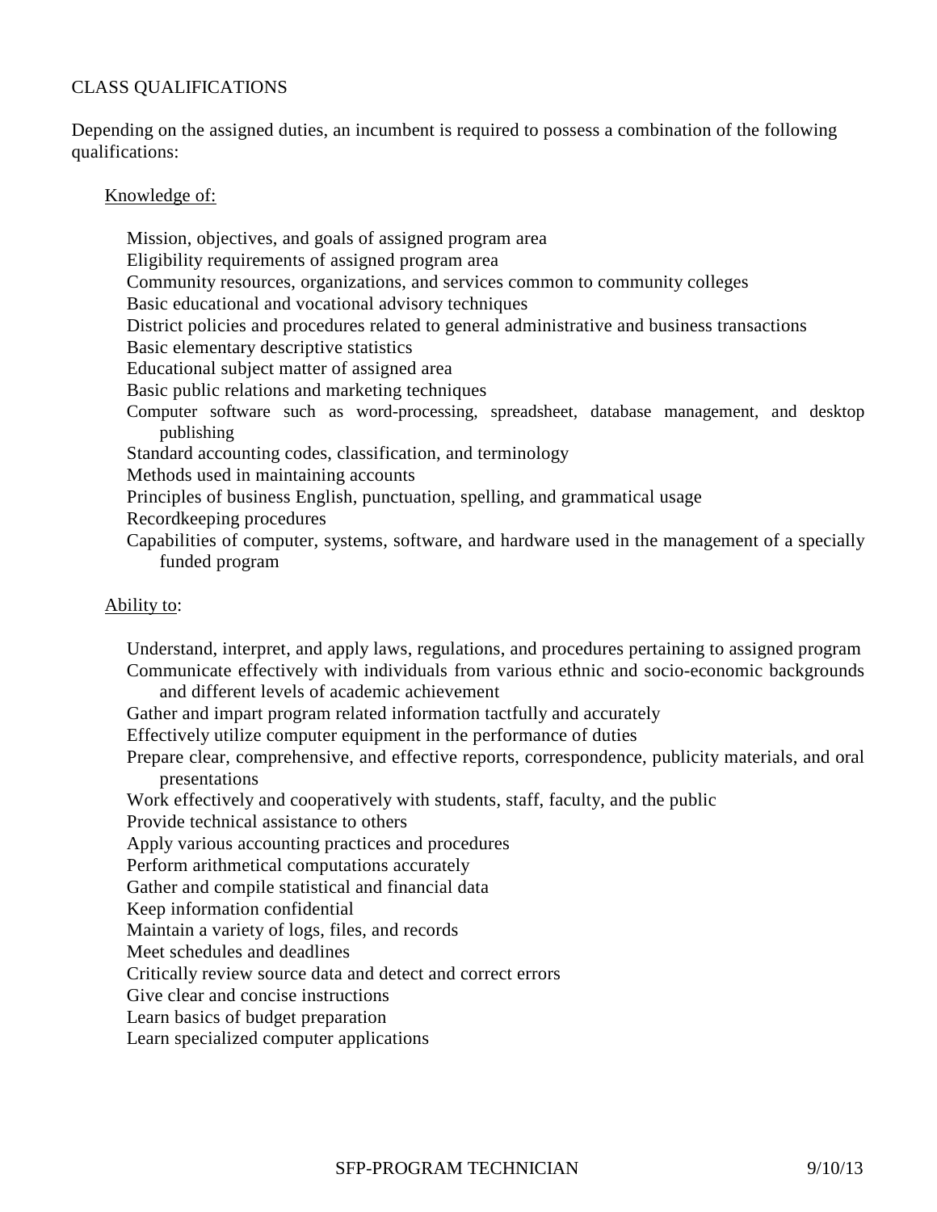## CLASS QUALIFICATIONS

Depending on the assigned duties, an incumbent is required to possess a combination of the following qualifications:

### Knowledge of:

- Mission, objectives, and goals of assigned program area
- Eligibility requirements of assigned program area
- Community resources, organizations, and services common to community colleges
- Basic educational and vocational advisory techniques
- District policies and procedures related to general administrative and business transactions
- Basic elementary descriptive statistics
- Educational subject matter of assigned area
- Basic public relations and marketing techniques
- Computer software such as word-processing, spreadsheet, database management, and desktop publishing
- Standard accounting codes, classification, and terminology
- Methods used in maintaining accounts
- Principles of business English, punctuation, spelling, and grammatical usage
- Recordkeeping procedures
- Capabilities of computer, systems, software, and hardware used in the management of a specially funded program

### Ability to:

- Understand, interpret, and apply laws, regulations, and procedures pertaining to assigned program
- Communicate effectively with individuals from various ethnic and socio-economic backgrounds and different levels of academic achievement
- Gather and impart program related information tactfully and accurately
- Effectively utilize computer equipment in the performance of duties
- Prepare clear, comprehensive, and effective reports, correspondence, publicity materials, and oral presentations
- Work effectively and cooperatively with students, staff, faculty, and the public
- Provide technical assistance to others
- Apply various accounting practices and procedures
- Perform arithmetical computations accurately
- Gather and compile statistical and financial data
- Keep information confidential
- Maintain a variety of logs, files, and records
- Meet schedules and deadlines
- Critically review source data and detect and correct errors
- Give clear and concise instructions
- Learn basics of budget preparation
- Learn specialized computer applications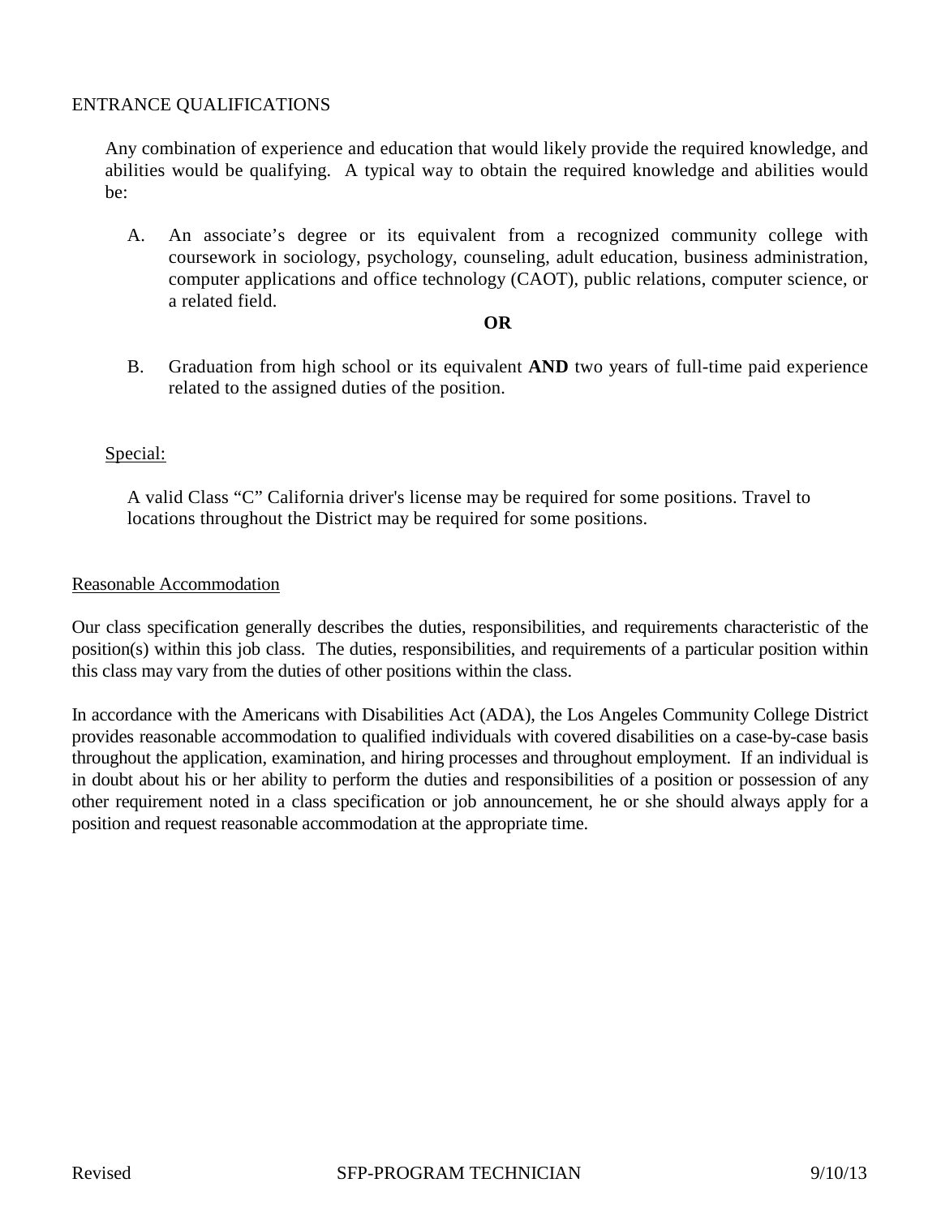## ENTRANCE QUALIFICATIONS

Any combination of experience and education that would likely provide the required knowledge, and abilities would be qualifying. A typical way to obtain the required knowledge and abilities would be:

A. An associate's degree or its equivalent from a recognized community college with coursework in sociology, psychology, counseling, adult education, business administration, computer applications and office technology (CAOT), public relations, computer science, or a related field.

**OR**

B. Graduation from high school or its equivalent **AND** two years of full-time paid experience related to the assigned duties of the position.

### Special:

A valid Class "C" California driver's license may be required for some positions. Travel to locations throughout the District may be required for some positions.

### Reasonable Accommodation

Our class specification generally describes the duties, responsibilities, and requirements characteristic of the position(s) within this job class. The duties, responsibilities, and requirements of a particular position within this class may vary from the duties of other positions within the class.

In accordance with the Americans with Disabilities Act (ADA), the Los Angeles Community College District provides reasonable accommodation to qualified individuals with covered disabilities on a case-by-case basis throughout the application, examination, and hiring processes and throughout employment. If an individual is in doubt about his or her ability to perform the duties and responsibilities of a position or possession of any other requirement noted in a class specification or job announcement, he or she should always apply for a position and request reasonable accommodation at the appropriate time.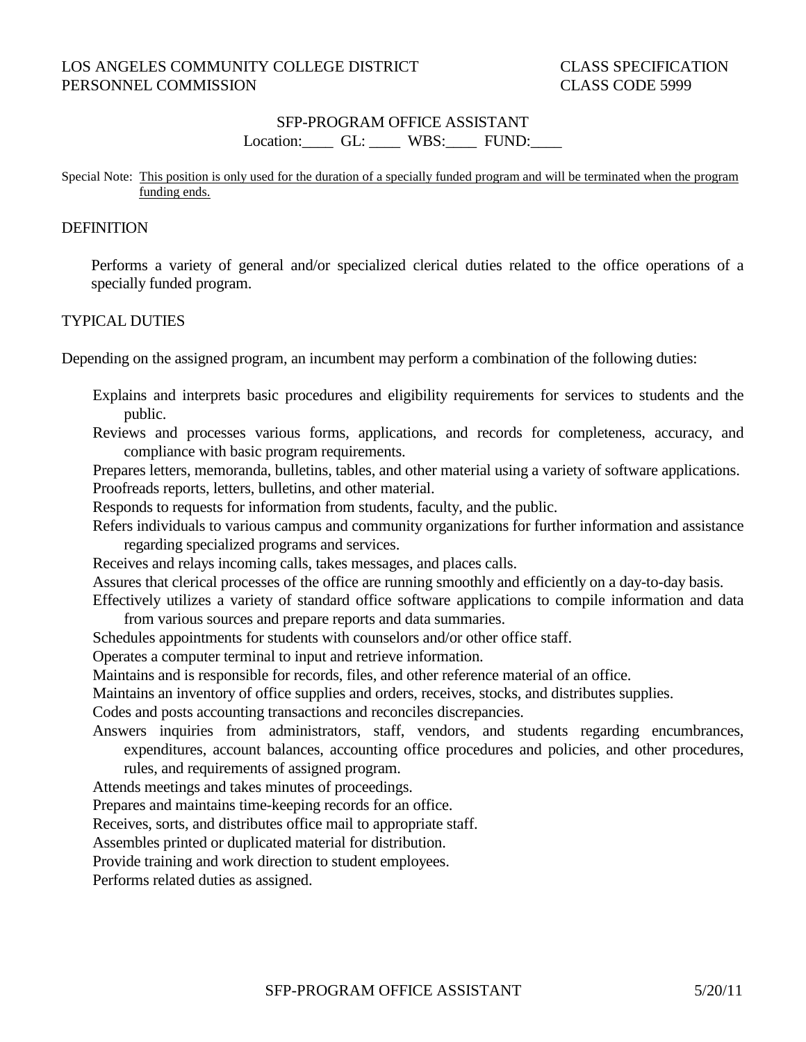LOS ANGELES COMMUNITY COLLEGE DISTRICT
PERSONNEL COMMISSION

CLASS SPECIFICATION
CLASS CODE 5999

# SFP-PROGRAM OFFICE ASSISTANT

Location:____ GL: ____ WBS:____ FUND:____

Special Note: This position is only used for the duration of a specially funded program and will be terminated when the program funding ends.

## DEFINITION

Performs a variety of general and/or specialized clerical duties related to the office operations of a specially funded program.

## TYPICAL DUTIES

Depending on the assigned program, an incumbent may perform a combination of the following duties:

Explains and interprets basic procedures and eligibility requirements for services to students and the public.

Reviews and processes various forms, applications, and records for completeness, accuracy, and compliance with basic program requirements.

Prepares letters, memoranda, bulletins, tables, and other material using a variety of software applications.

Proofreads reports, letters, bulletins, and other material.

Responds to requests for information from students, faculty, and the public.

Refers individuals to various campus and community organizations for further information and assistance regarding specialized programs and services.

Receives and relays incoming calls, takes messages, and places calls.

Assures that clerical processes of the office are running smoothly and efficiently on a day-to-day basis.

Effectively utilizes a variety of standard office software applications to compile information and data from various sources and prepare reports and data summaries.

Schedules appointments for students with counselors and/or other office staff.

Operates a computer terminal to input and retrieve information.

Maintains and is responsible for records, files, and other reference material of an office.

Maintains an inventory of office supplies and orders, receives, stocks, and distributes supplies.

Codes and posts accounting transactions and reconciles discrepancies.

Answers inquiries from administrators, staff, vendors, and students regarding encumbrances, expenditures, account balances, accounting office procedures and policies, and other procedures, rules, and requirements of assigned program.

Attends meetings and takes minutes of proceedings.

Prepares and maintains time-keeping records for an office.

Receives, sorts, and distributes office mail to appropriate staff.

Assembles printed or duplicated material for distribution.

Provide training and work direction to student employees.

Performs related duties as assigned.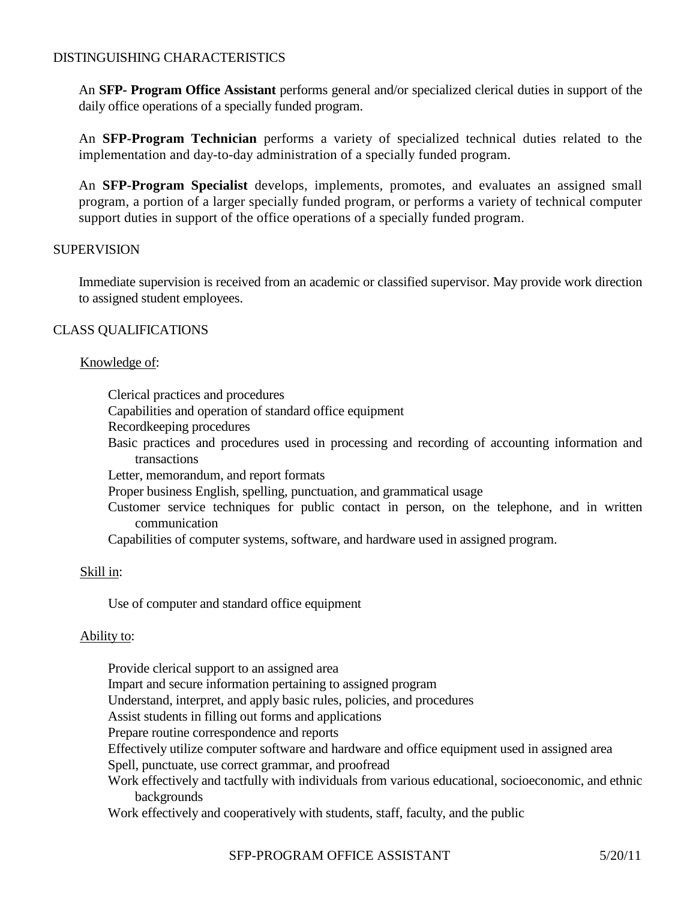## DISTINGUISHING CHARACTERISTICS

An **SFP- Program Office Assistant** performs general and/or specialized clerical duties in support of the daily office operations of a specially funded program.

An **SFP-Program Technician** performs a variety of specialized technical duties related to the implementation and day-to-day administration of a specially funded program.

An **SFP-Program Specialist** develops, implements, promotes, and evaluates an assigned small program, a portion of a larger specially funded program, or performs a variety of technical computer support duties in support of the office operations of a specially funded program.

## SUPERVISION

Immediate supervision is received from an academic or classified supervisor. May provide work direction to assigned student employees.

## CLASS QUALIFICATIONS

### Knowledge of:

- Clerical practices and procedures
- Capabilities and operation of standard office equipment
- Recordkeeping procedures
- Basic practices and procedures used in processing and recording of accounting information and transactions
- Letter, memorandum, and report formats
- Proper business English, spelling, punctuation, and grammatical usage
- Customer service techniques for public contact in person, on the telephone, and in written communication
- Capabilities of computer systems, software, and hardware used in assigned program.

### Skill in:

- Use of computer and standard office equipment

### Ability to:

- Provide clerical support to an assigned area
- Impart and secure information pertaining to assigned program
- Understand, interpret, and apply basic rules, policies, and procedures
- Assist students in filling out forms and applications
- Prepare routine correspondence and reports
- Effectively utilize computer software and hardware and office equipment used in assigned area
- Spell, punctuate, use correct grammar, and proofread
- Work effectively and tactfully with individuals from various educational, socioeconomic, and ethnic backgrounds
- Work effectively and cooperatively with students, staff, faculty, and the public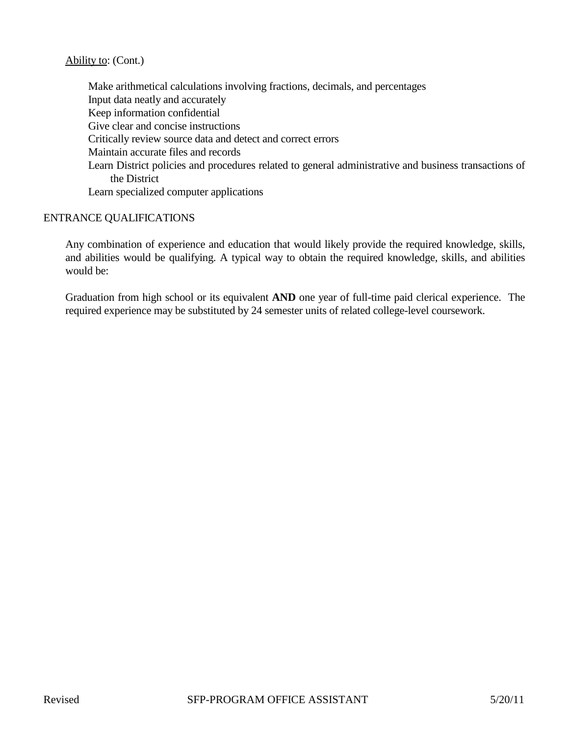<u>Ability to</u>: (Cont.)

Make arithmetical calculations involving fractions, decimals, and percentages
Input data neatly and accurately
Keep information confidential
Give clear and concise instructions
Critically review source data and detect and correct errors
Maintain accurate files and records
Learn District policies and procedures related to general administrative and business transactions of the District
Learn specialized computer applications

ENTRANCE QUALIFICATIONS

Any combination of experience and education that would likely provide the required knowledge, skills, and abilities would be qualifying. A typical way to obtain the required knowledge, skills, and abilities would be:

Graduation from high school or its equivalent **AND** one year of full-time paid clerical experience. The required experience may be substituted by 24 semester units of related college-level coursework.